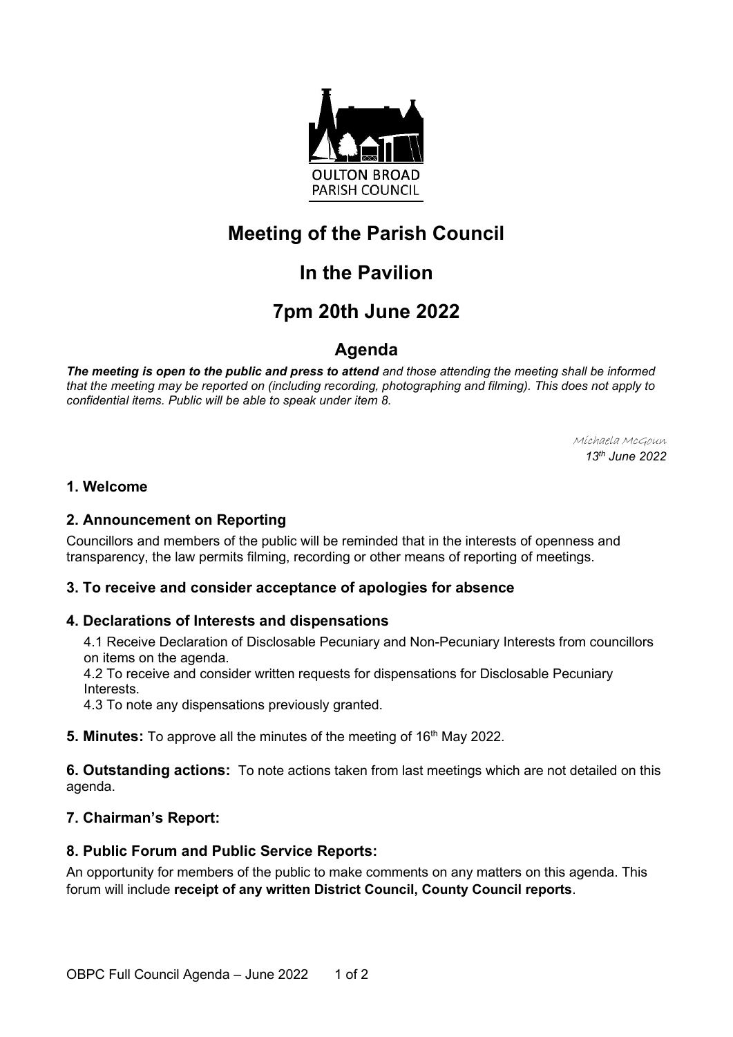OULTON BROAD
PARISH COUNCIL

# Meeting of the Parish Council

# In the Pavilion

# 7pm 20th June 2022

## Agenda

***The meeting is open to the public and press to attend*** *and those attending the meeting shall be informed that the meeting may be reported on (including recording, photographing and filming). This does not apply to confidential items. Public will be able to speak under item 8.*

*Michaela McGoun*
*13th June 2022*

### 1. Welcome

### 2. Announcement on Reporting

Councillors and members of the public will be reminded that in the interests of openness and transparency, the law permits filming, recording or other means of reporting of meetings.

### 3. To receive and consider acceptance of apologies for absence

### 4. Declarations of Interests and dispensations

4.1 Receive Declaration of Disclosable Pecuniary and Non-Pecuniary Interests from councillors on items on the agenda.
4.2 To receive and consider written requests for dispensations for Disclosable Pecuniary Interests.
4.3 To note any dispensations previously granted.

**5. Minutes:** To approve all the minutes of the meeting of 16th May 2022.

**6. Outstanding actions:** To note actions taken from last meetings which are not detailed on this agenda.

### 7. Chairman's Report:

### 8. Public Forum and Public Service Reports:

An opportunity for members of the public to make comments on any matters on this agenda. This forum will include **receipt of any written District Council, County Council reports**.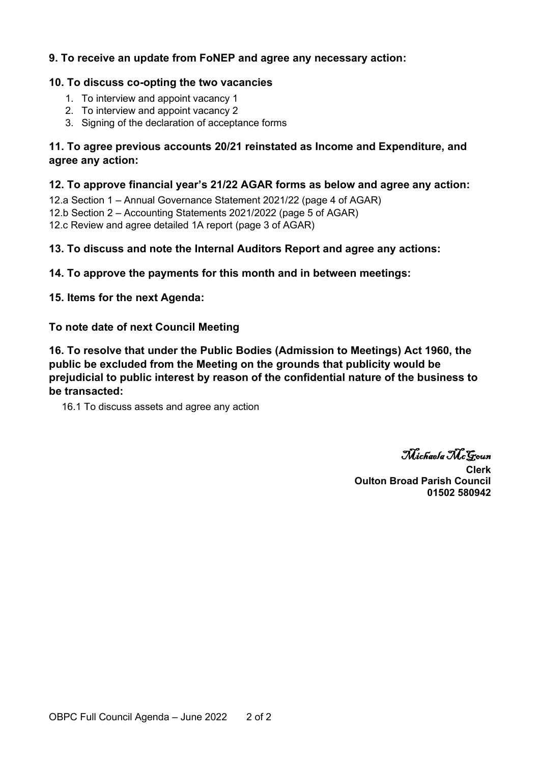**9. To receive an update from FoNEP and agree any necessary action:**

**10. To discuss co-opting the two vacancies**

1. To interview and appoint vacancy 1
2. To interview and appoint vacancy 2
3. Signing of the declaration of acceptance forms

**11. To agree previous accounts 20/21 reinstated as Income and Expenditure, and agree any action:**

**12. To approve financial year's 21/22 AGAR forms as below and agree any action:**

12.a Section 1 – Annual Governance Statement 2021/22 (page 4 of AGAR)
12.b Section 2 – Accounting Statements 2021/2022 (page 5 of AGAR)
12.c Review and agree detailed 1A report (page 3 of AGAR)

**13. To discuss and note the Internal Auditors Report and agree any actions:**

**14. To approve the payments for this month and in between meetings:**

**15. Items for the next Agenda:**

**To note date of next Council Meeting**

**16. To resolve that under the Public Bodies (Admission to Meetings) Act 1960, the public be excluded from the Meeting on the grounds that publicity would be prejudicial to public interest by reason of the confidential nature of the business to be transacted:**

16.1 To discuss assets and agree any action

*Michaela McGoun*
**Clerk**
**Oulton Broad Parish Council**
**01502 580942**